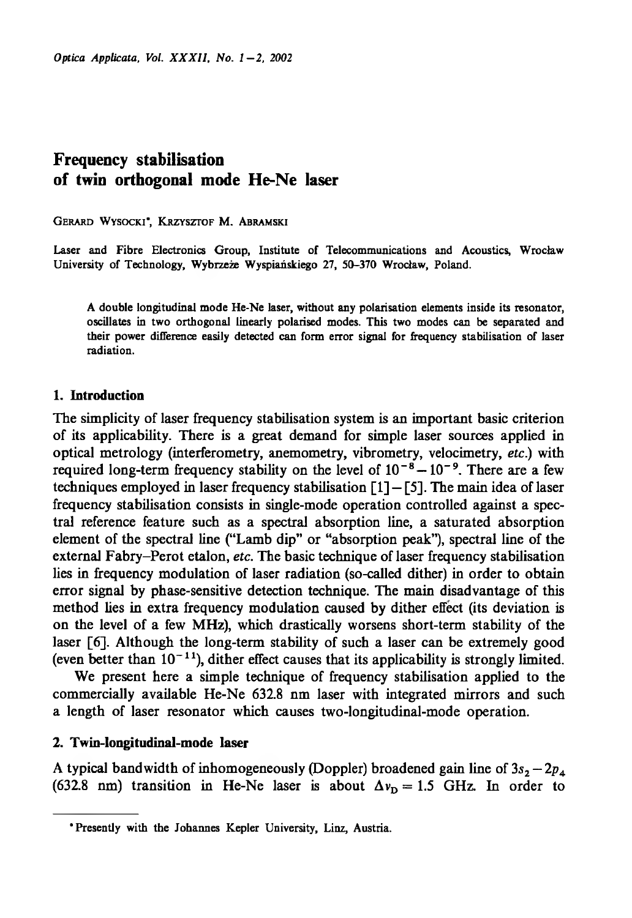# Frequency stabilisation of twin orthogonal mode He-Ne laser

Gerard Wysocki*, Krzysztof M. Abramski

Laser and Fibre Electronics Group, Institute of Telecommunications and Acoustics, Wrocław University of Technology, Wybrzeże Wyspiańskiego 27, 50-370 Wrocław, Poland.

A double longitudinal mode He-Ne laser, without any polarisation elements inside its resonator, oscillates in two orthogonal linearly polarised modes. This two modes can be separated and their power difference easily detected can form error signal for frequency stabilisation of laser radiation.

## 1. Introduction

The simplicity of laser frequency stabilisation system is an important basic criterion of its applicability. There is a great demand for simple laser sources applied in optical metrology (interferometry, anemometry, vibrometry, velocimetry, *etc.*) with required long-term frequency stability on the level of $10^{-8}-10^{-9}$. There are a few techniques employed in laser frequency stabilisation [1] – [5]. The main idea of laser frequency stabilisation consists in single-mode operation controlled against a spectral reference feature such as a spectral absorption line, a saturated absorption element of the spectral line ("Lamb dip" or "absorption peak"), spectral line of the external Fabry–Perot etalon, *etc.* The basic technique of laser frequency stabilisation lies in frequency modulation of laser radiation (so-called dither) in order to obtain error signal by phase-sensitive detection technique. The main disadvantage of this method lies in extra frequency modulation caused by dither effect (its deviation is on the level of a few MHz), which drastically worsens short-term stability of the laser [6]. Although the long-term stability of such a laser can be extremely good (even better than $10^{-11}$), dither effect causes that its applicability is strongly limited.

We present here a simple technique of frequency stabilisation applied to the commercially available He-Ne 632.8 nm laser with integrated mirrors and such a length of laser resonator which causes two-longitudinal-mode operation.

## 2. Twin-longitudinal-mode laser

A typical bandwidth of inhomogeneously (Doppler) broadened gain line of $3s_2-2p_4$ (632.8 nm) transition in He-Ne laser is about $\Delta\nu_D = 1.5$ GHz. In order to

*Presently with the Johannes Kepler University, Linz, Austria.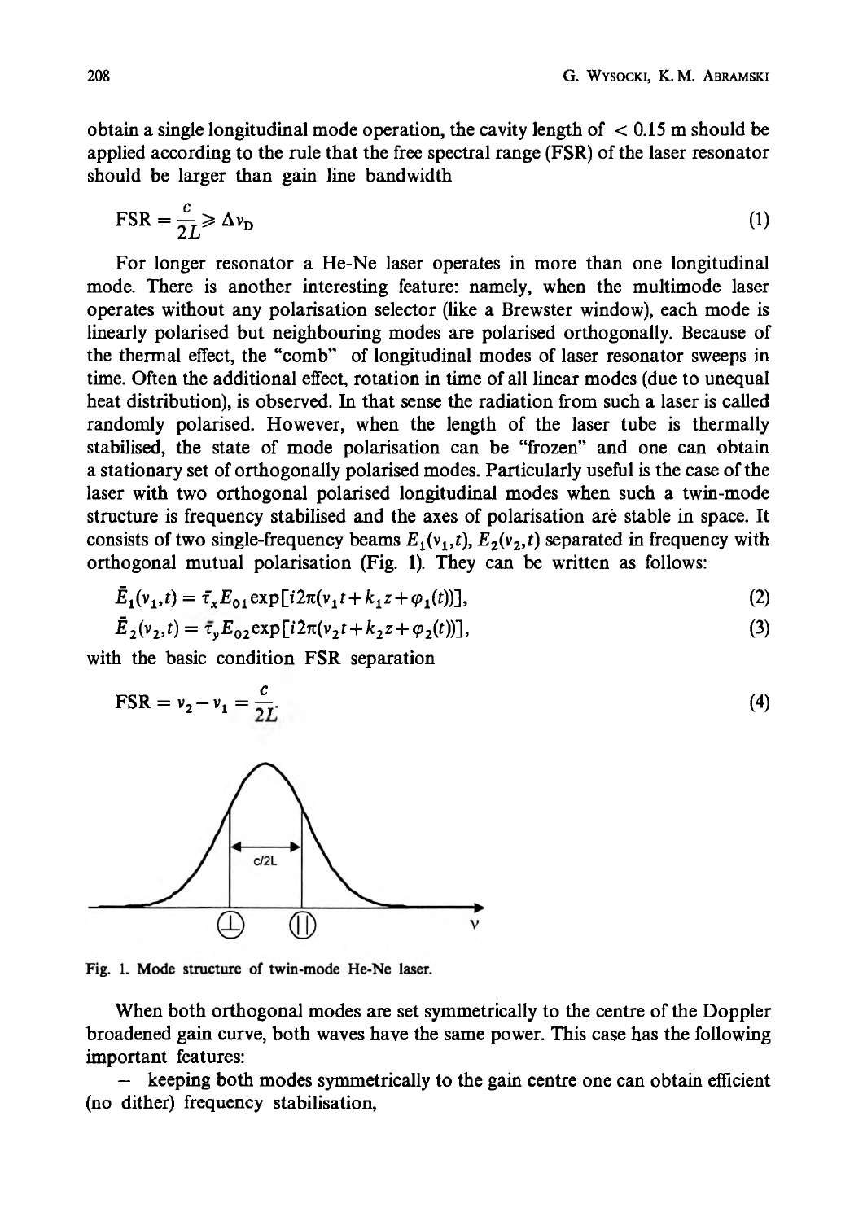obtain a single longitudinal mode operation, the cavity length of $< 0.15$ m should be applied according to the rule that the free spectral range (FSR) of the laser resonator should be larger than gain line bandwidth

$$\mathrm{FSR} = \frac{c}{2L} \geqslant \Delta\nu_D \tag{1}$$

For longer resonator a He-Ne laser operates in more than one longitudinal mode. There is another interesting feature: namely, when the multimode laser operates without any polarisation selector (like a Brewster window), each mode is linearly polarised but neighbouring modes are polarised orthogonally. Because of the thermal effect, the "comb" of longitudinal modes of laser resonator sweeps in time. Often the additional effect, rotation in time of all linear modes (due to unequal heat distribution), is observed. In that sense the radiation from such a laser is called randomly polarised. However, when the length of the laser tube is thermally stabilised, the state of mode polarisation can be "frozen" and one can obtain a stationary set of orthogonally polarised modes. Particularly useful is the case of the laser with two orthogonal polarised longitudinal modes when such a twin-mode structure is frequency stabilised and the axes of polarisation are stable in space. It consists of two single-frequency beams $E_1(\nu_1,t)$, $E_2(\nu_2,t)$ separated in frequency with orthogonal mutual polarisation (Fig. 1). They can be written as follows:

$$\bar{E}_1(\nu_1,t) = \bar{\tau}_x E_{01}\exp[i2\pi(\nu_1 t + k_1 z + \varphi_1(t))], \tag{2}$$

$$\bar{E}_2(\nu_2,t) = \bar{\tau}_y E_{02}\exp[i2\pi(\nu_2 t + k_2 z + \varphi_2(t))], \tag{3}$$

with the basic condition FSR separation

$$\mathrm{FSR} = \nu_2 - \nu_1 = \frac{c}{2L}. \tag{4}$$

Fig. 1. Mode structure of twin-mode He-Ne laser.

When both orthogonal modes are set symmetrically to the centre of the Doppler broadened gain curve, both waves have the same power. This case has the following important features:

– keeping both modes symmetrically to the gain centre one can obtain efficient (no dither) frequency stabilisation,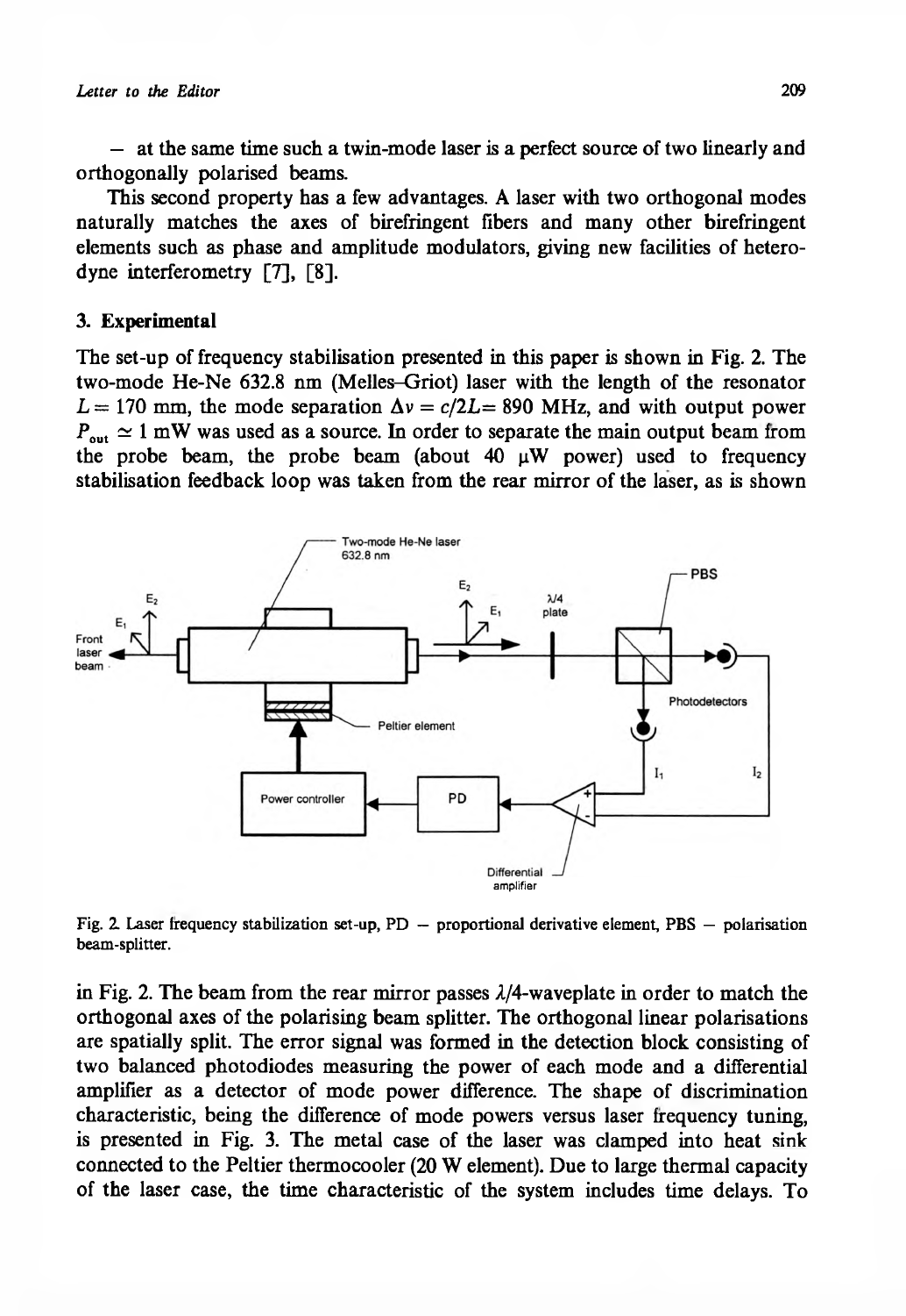– at the same time such a twin-mode laser is a perfect source of two linearly and orthogonally polarised beams.

This second property has a few advantages. A laser with two orthogonal modes naturally matches the axes of birefringent fibers and many other birefringent elements such as phase and amplitude modulators, giving new facilities of heterodyne interferometry [7], [8].

## 3. Experimental

The set-up of frequency stabilisation presented in this paper is shown in Fig. 2. The two-mode He-Ne 632.8 nm (Melles–Griot) laser with the length of the resonator $L = 170$ mm, the mode separation $\Delta\nu = c/2L = 890$ MHz, and with output power $P_{out} \simeq 1$ mW was used as a source. In order to separate the main output beam from the probe beam, the probe beam (about 40 μW power) used to frequency stabilisation feedback loop was taken from the rear mirror of the laser, as is shown

Fig. 2. Laser frequency stabilization set-up, PD – proportional derivative element, PBS – polarisation beam-splitter.

in Fig. 2. The beam from the rear mirror passes $\lambda/4$-waveplate in order to match the orthogonal axes of the polarising beam splitter. The orthogonal linear polarisations are spatially split. The error signal was formed in the detection block consisting of two balanced photodiodes measuring the power of each mode and a differential amplifier as a detector of mode power difference. The shape of discrimination characteristic, being the difference of mode powers versus laser frequency tuning, is presented in Fig. 3. The metal case of the laser was clamped into heat sink connected to the Peltier thermocooler (20 W element). Due to large thermal capacity of the laser case, the time characteristic of the system includes time delays. To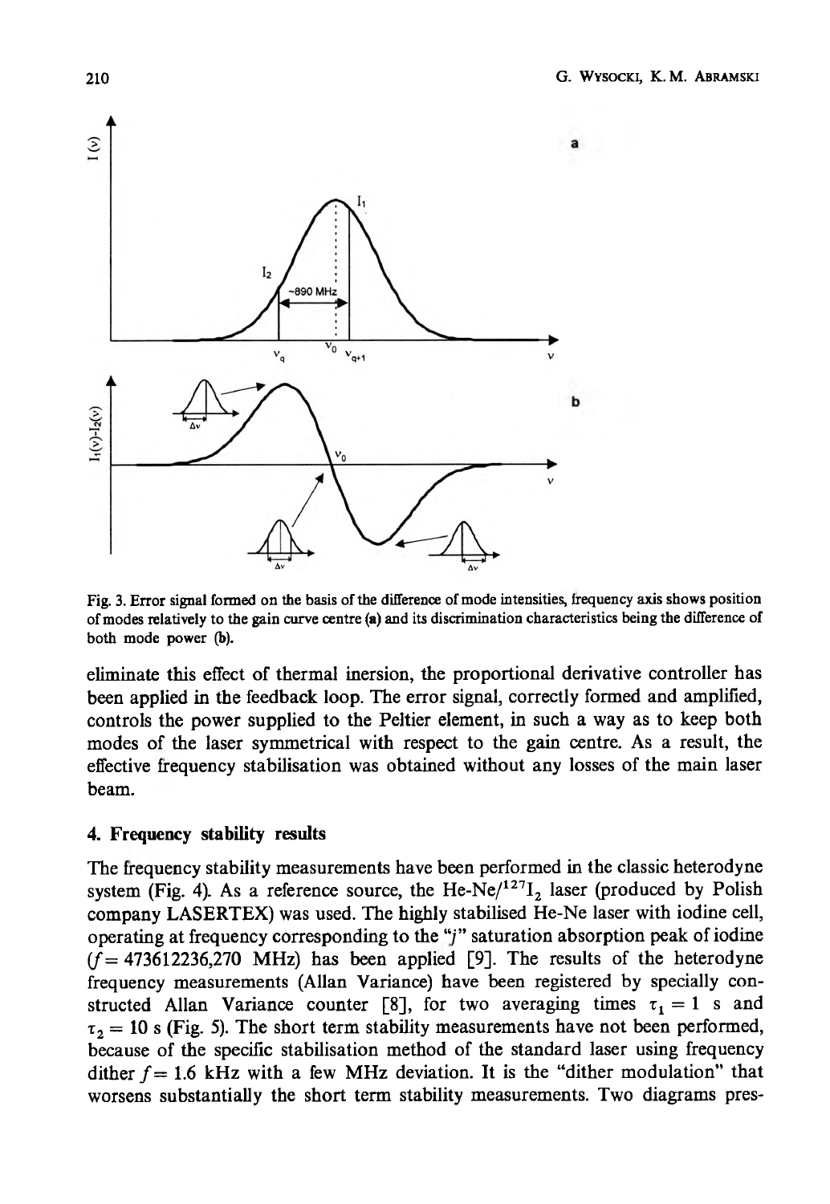Fig. 3. Error signal formed on the basis of the difference of mode intensities, frequency axis shows position of modes relatively to the gain curve centre (a) and its discrimination characteristics being the difference of both mode power (b).

eliminate this effect of thermal inersion, the proportional derivative controller has been applied in the feedback loop. The error signal, correctly formed and amplified, controls the power supplied to the Peltier element, in such a way as to keep both modes of the laser symmetrical with respect to the gain centre. As a result, the effective frequency stabilisation was obtained without any losses of the main laser beam.

## 4. Frequency stability results

The frequency stability measurements have been performed in the classic heterodyne system (Fig. 4). As a reference source, the He-Ne/$^{127}I_2$ laser (produced by Polish company LASERTEX) was used. The highly stabilised He-Ne laser with iodine cell, operating at frequency corresponding to the "*j*" saturation absorption peak of iodine ($f = 473612236{,}270$ MHz) has been applied [9]. The results of the heterodyne frequency measurements (Allan Variance) have been registered by specially constructed Allan Variance counter [8], for two averaging times $\tau_1 = 1$ s and $\tau_2 = 10$ s (Fig. 5). The short term stability measurements have not been performed, because of the specific stabilisation method of the standard laser using frequency dither $f = 1.6$ kHz with a few MHz deviation. It is the "dither modulation" that worsens substantially the short term stability measurements. Two diagrams pres-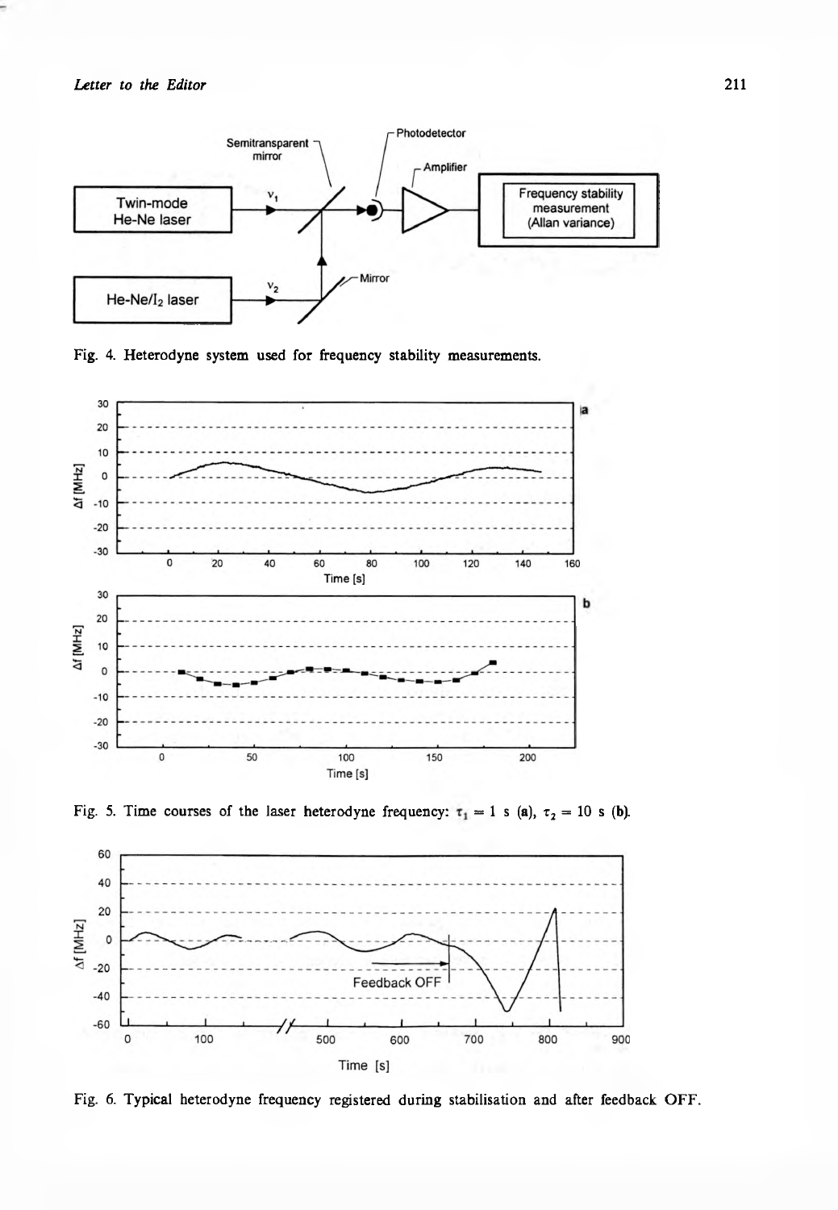Fig. 4. Heterodyne system used for frequency stability measurements.

Fig. 5. Time courses of the laser heterodyne frequency: $\tau_1 = 1$ s (a), $\tau_2 = 10$ s (b).

Fig. 6. Typical heterodyne frequency registered during stabilisation and after feedback OFF.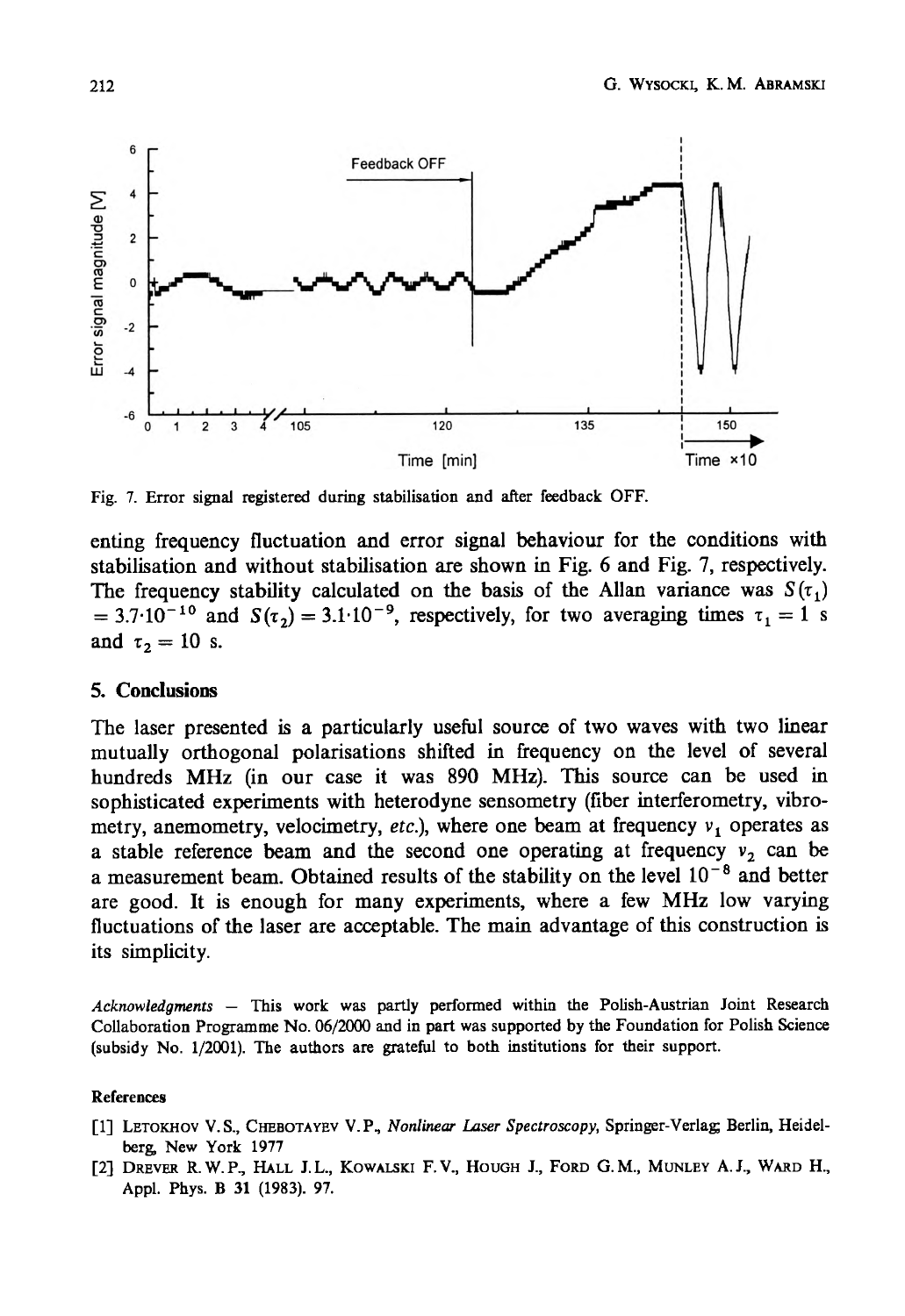Fig. 7. Error signal registered during stabilisation and after feedback OFF.

enting frequency fluctuation and error signal behaviour for the conditions with stabilisation and without stabilisation are shown in Fig. 6 and Fig. 7, respectively. The frequency stability calculated on the basis of the Allan variance was $S(\tau_1) = 3.7 \cdot 10^{-10}$ and $S(\tau_2) = 3.1 \cdot 10^{-9}$, respectively, for two averaging times $\tau_1 = 1$ s and $\tau_2 = 10$ s.

## 5. Conclusions

The laser presented is a particularly useful source of two waves with two linear mutually orthogonal polarisations shifted in frequency on the level of several hundreds MHz (in our case it was 890 MHz). This source can be used in sophisticated experiments with heterodyne sensometry (fiber interferometry, vibrometry, anemometry, velocimetry, *etc.*), where one beam at frequency $\nu_1$ operates as a stable reference beam and the second one operating at frequency $\nu_2$ can be a measurement beam. Obtained results of the stability on the level $10^{-8}$ and better are good. It is enough for many experiments, where a few MHz low varying fluctuations of the laser are acceptable. The main advantage of this construction is its simplicity.

*Acknowledgments* — This work was partly performed within the Polish-Austrian Joint Research Collaboration Programme No. 06/2000 and in part was supported by the Foundation for Polish Science (subsidy No. 1/2001). The authors are grateful to both institutions for their support.

### References

[1] Letokhov V.S., Chebotayev V.P., *Nonlinear Laser Spectroscopy*, Springer-Verlag, Berlin, Heidelberg, New York 1977

[2] Drever R.W.P., Hall J.L., Kowalski F.V., Hough J., Ford G.M., Munley A.J., Ward H., Appl. Phys. B 31 (1983). 97.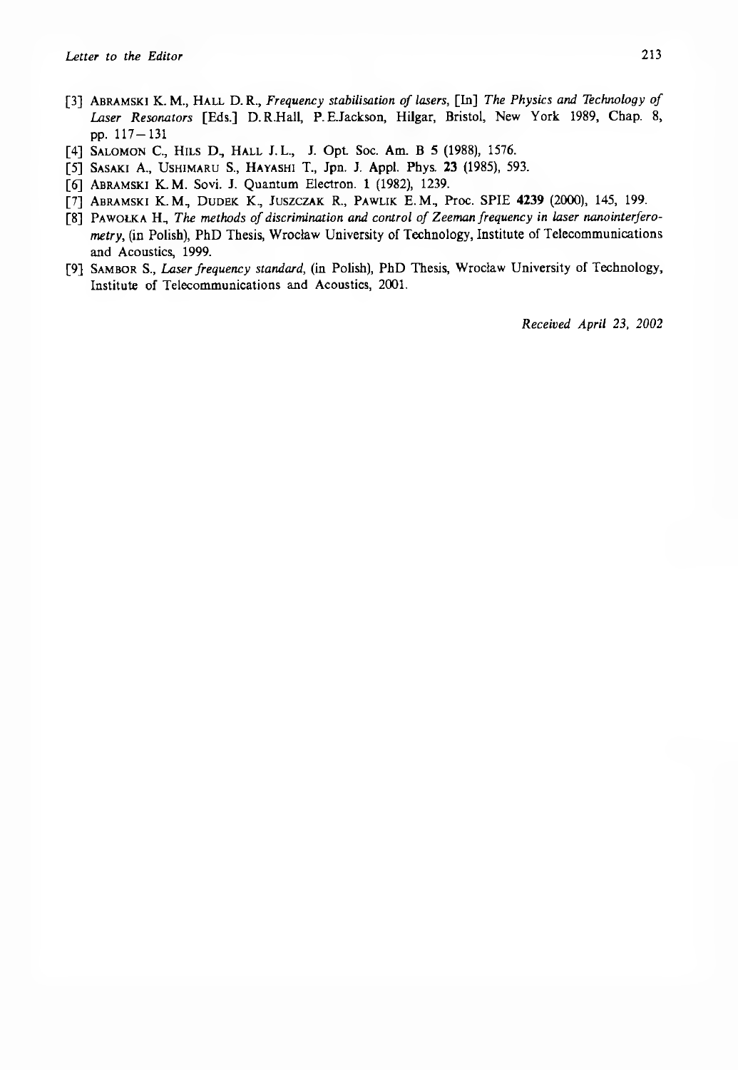[3] Abramski K. M., Hall D. R., *Frequency stabilisation of lasers*, [In] *The Physics and Technology of Laser Resonators* [Eds.] D.R.Hall, P.E.Jackson, Hilgar, Bristol, New York 1989, Chap. 8, pp. 117–131

[4] Salomon C., Hils D., Hall J. L., J. Opt. Soc. Am. B 5 (1988), 1576.

[5] Sasaki A., Ushimaru S., Hayashi T., Jpn. J. Appl. Phys. **23** (1985), 593.

[6] Abramski K. M. Sovi. J. Quantum Electron. 1 (1982), 1239.

[7] Abramski K. M., Dudek K., Juszczak R., Pawlik E. M., Proc. SPIE **4239** (2000), 145, 199.

[8] Pawołka H., *The methods of discrimination and control of Zeeman frequency in laser nanointerferometry*, (in Polish), PhD Thesis, Wrocław University of Technology, Institute of Telecommunications and Acoustics, 1999.

[9] Sambor S., *Laser frequency standard*, (in Polish), PhD Thesis, Wrocław University of Technology, Institute of Telecommunications and Acoustics, 2001.

*Received April 23, 2002*